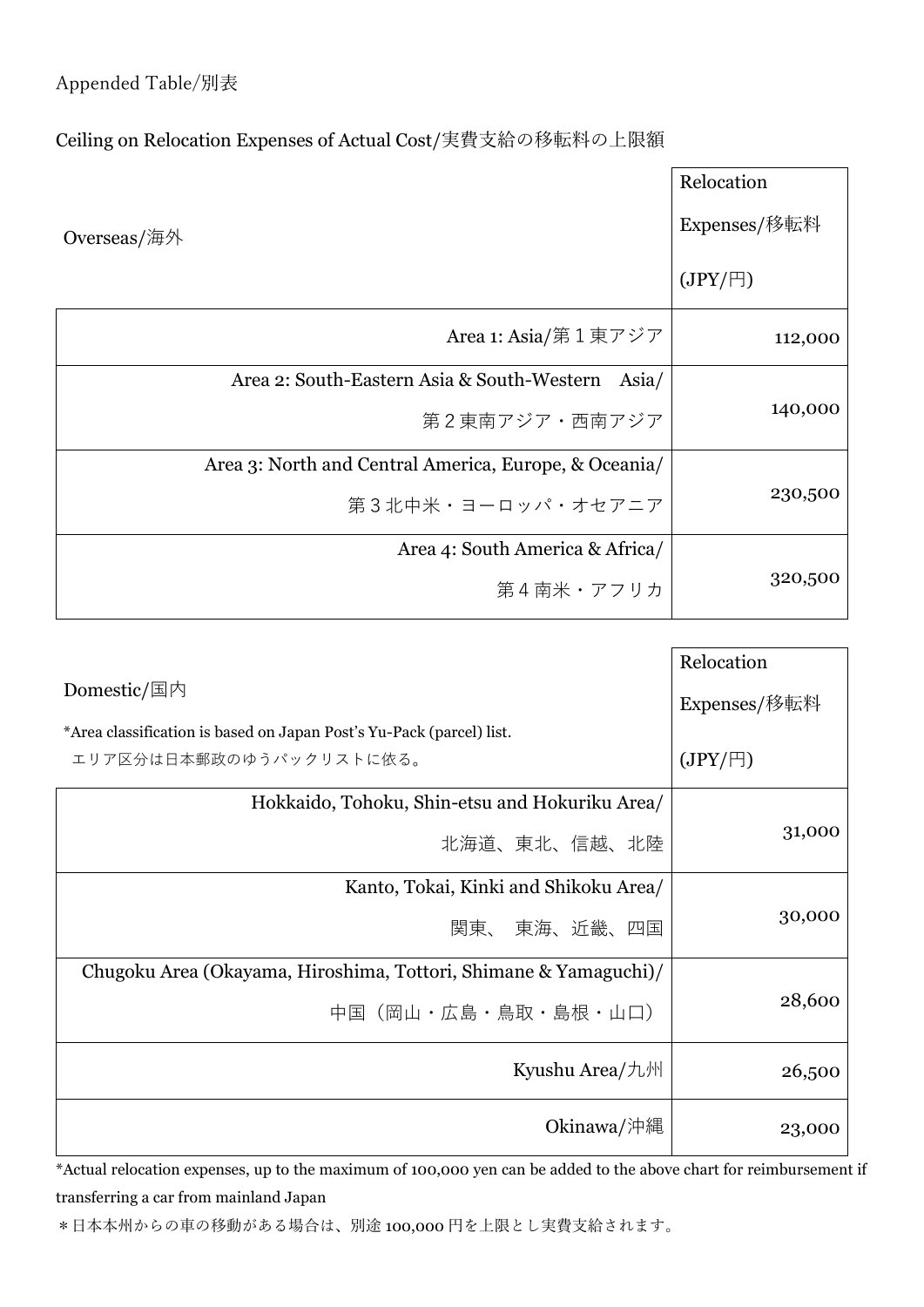Appended Table/別表

Ceiling on Relocation Expenses of Actual Cost/実費支給の移転料の上限額

| Overseas/海外 | Relocation Expenses/移転料 (JPY/円) |
| --- | ---: |
| Area 1: Asia/第１東アジア | 112,000 |
| Area 2: South-Eastern Asia & South-Western Asia/ 第２東南アジア・西南アジア | 140,000 |
| Area 3: North and Central America, Europe, & Oceania/ 第３北中米・ヨーロッパ・オセアニア | 230,500 |
| Area 4: South America & Africa/ 第４南米・アフリカ | 320,500 |

| Domestic/国内 *Area classification is based on Japan Post's Yu-Pack (parcel) list. エリア区分は日本郵政のゆうパックリストに依る。 | Relocation Expenses/移転料 (JPY/円) |
| --- | ---: |
| Hokkaido, Tohoku, Shin-etsu and Hokuriku Area/ 北海道、東北、信越、北陸 | 31,000 |
| Kanto, Tokai, Kinki and Shikoku Area/ 関東、 東海、近畿、四国 | 30,000 |
| Chugoku Area (Okayama, Hiroshima, Tottori, Shimane & Yamaguchi)/ 中国（岡山・広島・鳥取・島根・山口） | 28,600 |
| Kyushu Area/九州 | 26,500 |
| Okinawa/沖縄 | 23,000 |

*Actual relocation expenses, up to the maximum of 100,000 yen can be added to the above chart for reimbursement if transferring a car from mainland Japan

＊日本本州からの車の移動がある場合は、別途 100,000 円を上限とし実費支給されます。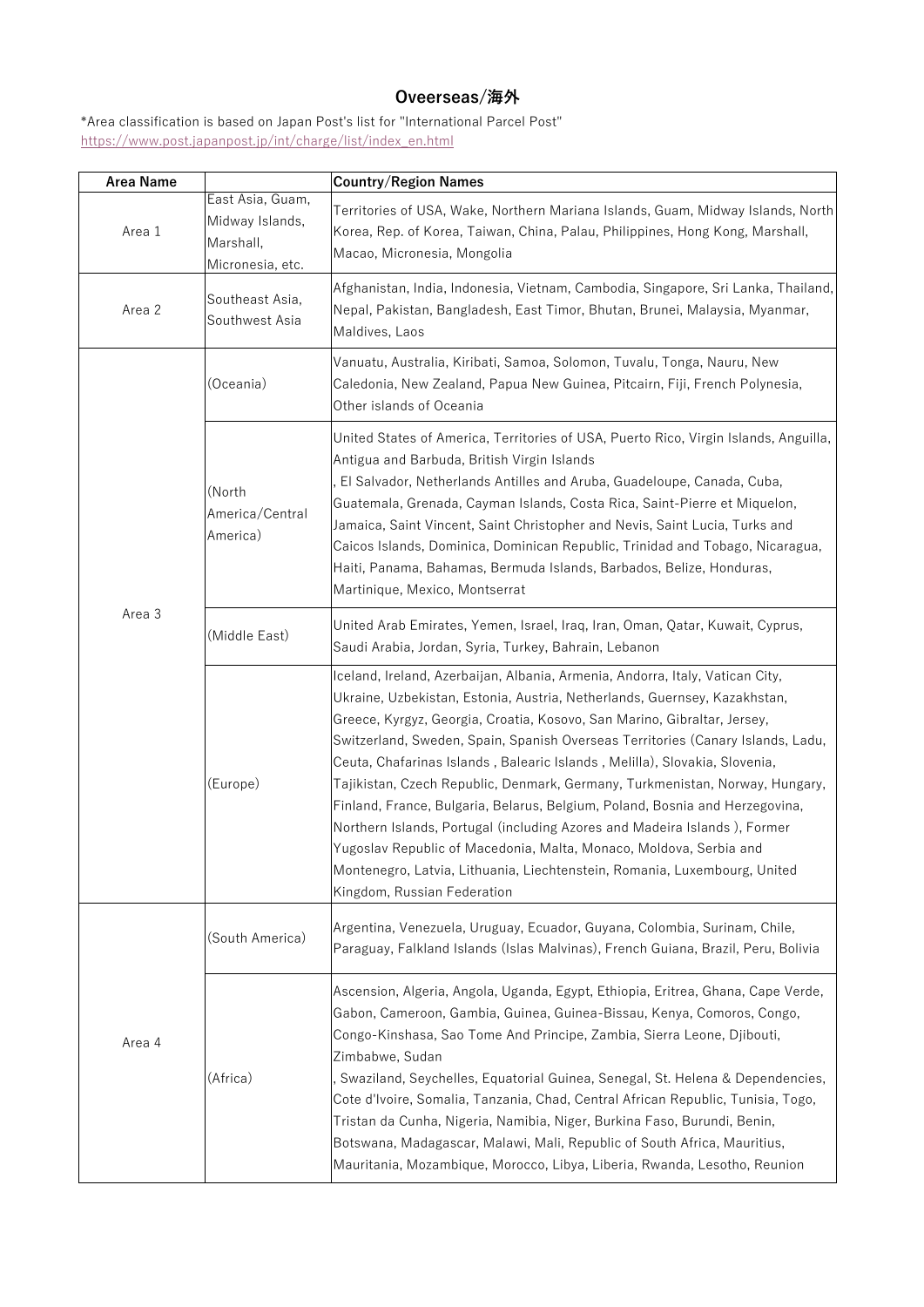# Oveerseas/海外

*Area classification is based on Japan Post's list for "International Parcel Post"
https://www.post.japanpost.jp/int/charge/list/index_en.html

| Area Name | | Country/Region Names |
|---|---|---|
| Area 1 | East Asia, Guam, Midway Islands, Marshall, Micronesia, etc. | Territories of USA, Wake, Northern Mariana Islands, Guam, Midway Islands, North Korea, Rep. of Korea, Taiwan, China, Palau, Philippines, Hong Kong, Marshall, Macao, Micronesia, Mongolia |
| Area 2 | Southeast Asia, Southwest Asia | Afghanistan, India, Indonesia, Vietnam, Cambodia, Singapore, Sri Lanka, Thailand, Nepal, Pakistan, Bangladesh, East Timor, Bhutan, Brunei, Malaysia, Myanmar, Maldives, Laos |
| Area 3 | (Oceania) | Vanuatu, Australia, Kiribati, Samoa, Solomon, Tuvalu, Tonga, Nauru, New Caledonia, New Zealand, Papua New Guinea, Pitcairn, Fiji, French Polynesia, Other islands of Oceania |
| | (North America/Central America) | United States of America, Territories of USA, Puerto Rico, Virgin Islands, Anguilla, Antigua and Barbuda, British Virgin Islands , El Salvador, Netherlands Antilles and Aruba, Guadeloupe, Canada, Cuba, Guatemala, Grenada, Cayman Islands, Costa Rica, Saint-Pierre et Miquelon, Jamaica, Saint Vincent, Saint Christopher and Nevis, Saint Lucia, Turks and Caicos Islands, Dominica, Dominican Republic, Trinidad and Tobago, Nicaragua, Haiti, Panama, Bahamas, Bermuda Islands, Barbados, Belize, Honduras, Martinique, Mexico, Montserrat |
| | (Middle East) | United Arab Emirates, Yemen, Israel, Iraq, Iran, Oman, Qatar, Kuwait, Cyprus, Saudi Arabia, Jordan, Syria, Turkey, Bahrain, Lebanon |
| | (Europe) | Iceland, Ireland, Azerbaijan, Albania, Armenia, Andorra, Italy, Vatican City, Ukraine, Uzbekistan, Estonia, Austria, Netherlands, Guernsey, Kazakhstan, Greece, Kyrgyz, Georgia, Croatia, Kosovo, San Marino, Gibraltar, Jersey, Switzerland, Sweden, Spain, Spanish Overseas Territories (Canary Islands, Ladu, Ceuta, Chafarinas Islands , Balearic Islands , Melilla), Slovakia, Slovenia, Tajikistan, Czech Republic, Denmark, Germany, Turkmenistan, Norway, Hungary, Finland, France, Bulgaria, Belarus, Belgium, Poland, Bosnia and Herzegovina, Northern Islands, Portugal (including Azores and Madeira Islands ), Former Yugoslav Republic of Macedonia, Malta, Monaco, Moldova, Serbia and Montenegro, Latvia, Lithuania, Liechtenstein, Romania, Luxembourg, United Kingdom, Russian Federation |
| Area 4 | (South America) | Argentina, Venezuela, Uruguay, Ecuador, Guyana, Colombia, Surinam, Chile, Paraguay, Falkland Islands (Islas Malvinas), French Guiana, Brazil, Peru, Bolivia |
| | (Africa) | Ascension, Algeria, Angola, Uganda, Egypt, Ethiopia, Eritrea, Ghana, Cape Verde, Gabon, Cameroon, Gambia, Guinea, Guinea-Bissau, Kenya, Comoros, Congo, Congo-Kinshasa, Sao Tome And Principe, Zambia, Sierra Leone, Djibouti, Zimbabwe, Sudan , Swaziland, Seychelles, Equatorial Guinea, Senegal, St. Helena & Dependencies, Cote d'Ivoire, Somalia, Tanzania, Chad, Central African Republic, Tunisia, Togo, Tristan da Cunha, Nigeria, Namibia, Niger, Burkina Faso, Burundi, Benin, Botswana, Madagascar, Malawi, Mali, Republic of South Africa, Mauritius, Mauritania, Mozambique, Morocco, Libya, Liberia, Rwanda, Lesotho, Reunion |